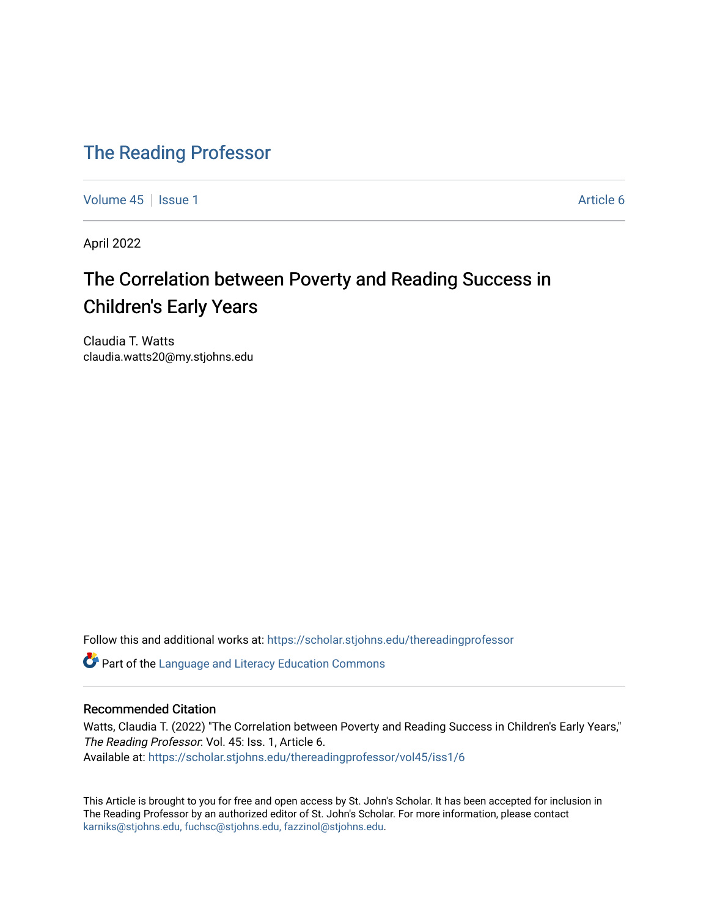# The Reading Professor

Volume 45 | Issue 1 | Article 6

April 2022

## The Correlation between Poverty and Reading Success in Children's Early Years

Claudia T. Watts
claudia.watts20@my.stjohns.edu

Follow this and additional works at: https://scholar.stjohns.edu/thereadingprofessor

Part of the Language and Literacy Education Commons

### Recommended Citation

Watts, Claudia T. (2022) "The Correlation between Poverty and Reading Success in Children's Early Years," *The Reading Professor*: Vol. 45: Iss. 1, Article 6.
Available at: https://scholar.stjohns.edu/thereadingprofessor/vol45/iss1/6

This Article is brought to you for free and open access by St. John's Scholar. It has been accepted for inclusion in The Reading Professor by an authorized editor of St. John's Scholar. For more information, please contact karniks@stjohns.edu, fuchsc@stjohns.edu, fazzinol@stjohns.edu.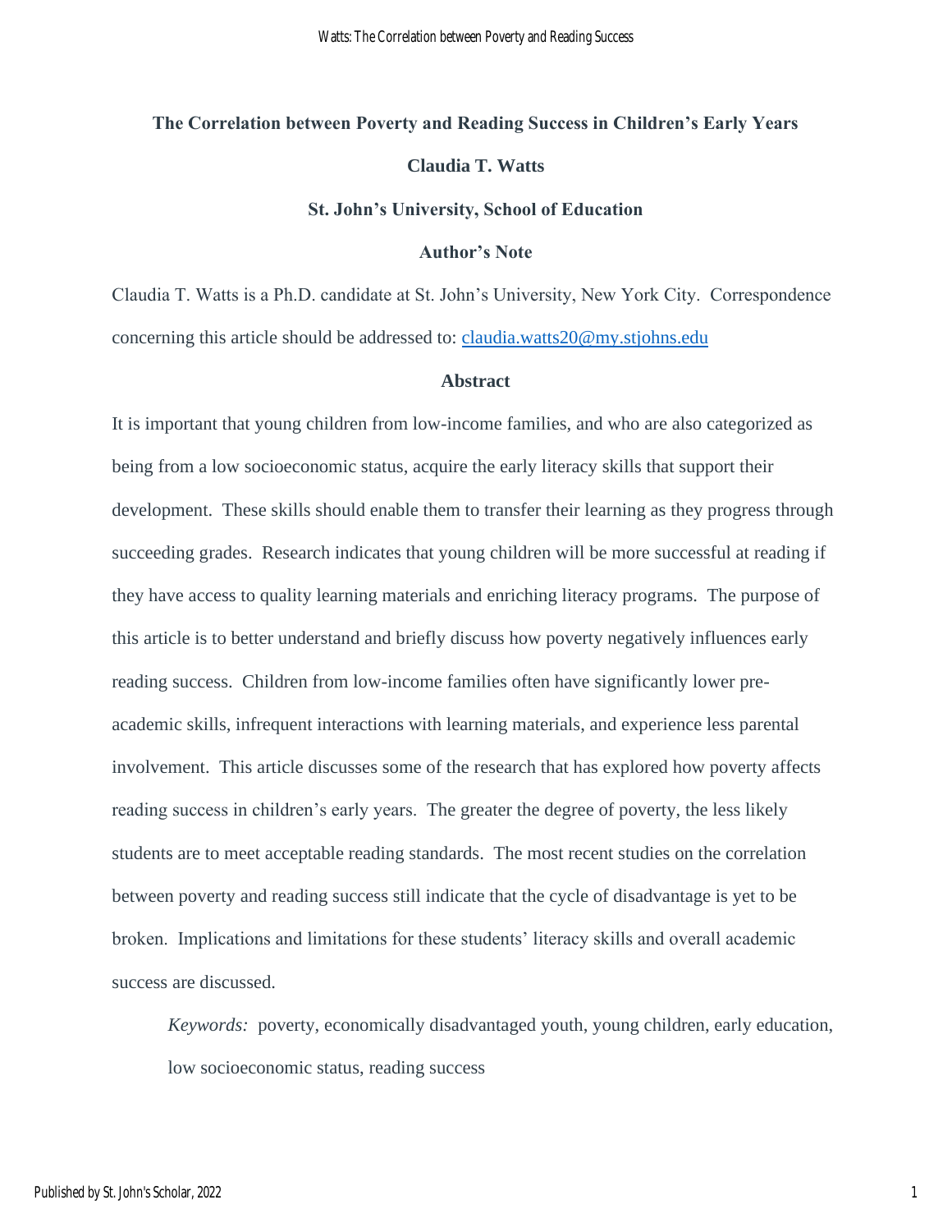# The Correlation between Poverty and Reading Success in Children's Early Years

**Claudia T. Watts**

**St. John's University, School of Education**

## Author's Note

Claudia T. Watts is a Ph.D. candidate at St. John's University, New York City. Correspondence concerning this article should be addressed to: claudia.watts20@my.stjohns.edu

## Abstract

It is important that young children from low-income families, and who are also categorized as being from a low socioeconomic status, acquire the early literacy skills that support their development. These skills should enable them to transfer their learning as they progress through succeeding grades. Research indicates that young children will be more successful at reading if they have access to quality learning materials and enriching literacy programs. The purpose of this article is to better understand and briefly discuss how poverty negatively influences early reading success. Children from low-income families often have significantly lower pre-academic skills, infrequent interactions with learning materials, and experience less parental involvement. This article discusses some of the research that has explored how poverty affects reading success in children's early years. The greater the degree of poverty, the less likely students are to meet acceptable reading standards. The most recent studies on the correlation between poverty and reading success still indicate that the cycle of disadvantage is yet to be broken. Implications and limitations for these students' literacy skills and overall academic success are discussed.

*Keywords:* poverty, economically disadvantaged youth, young children, early education, low socioeconomic status, reading success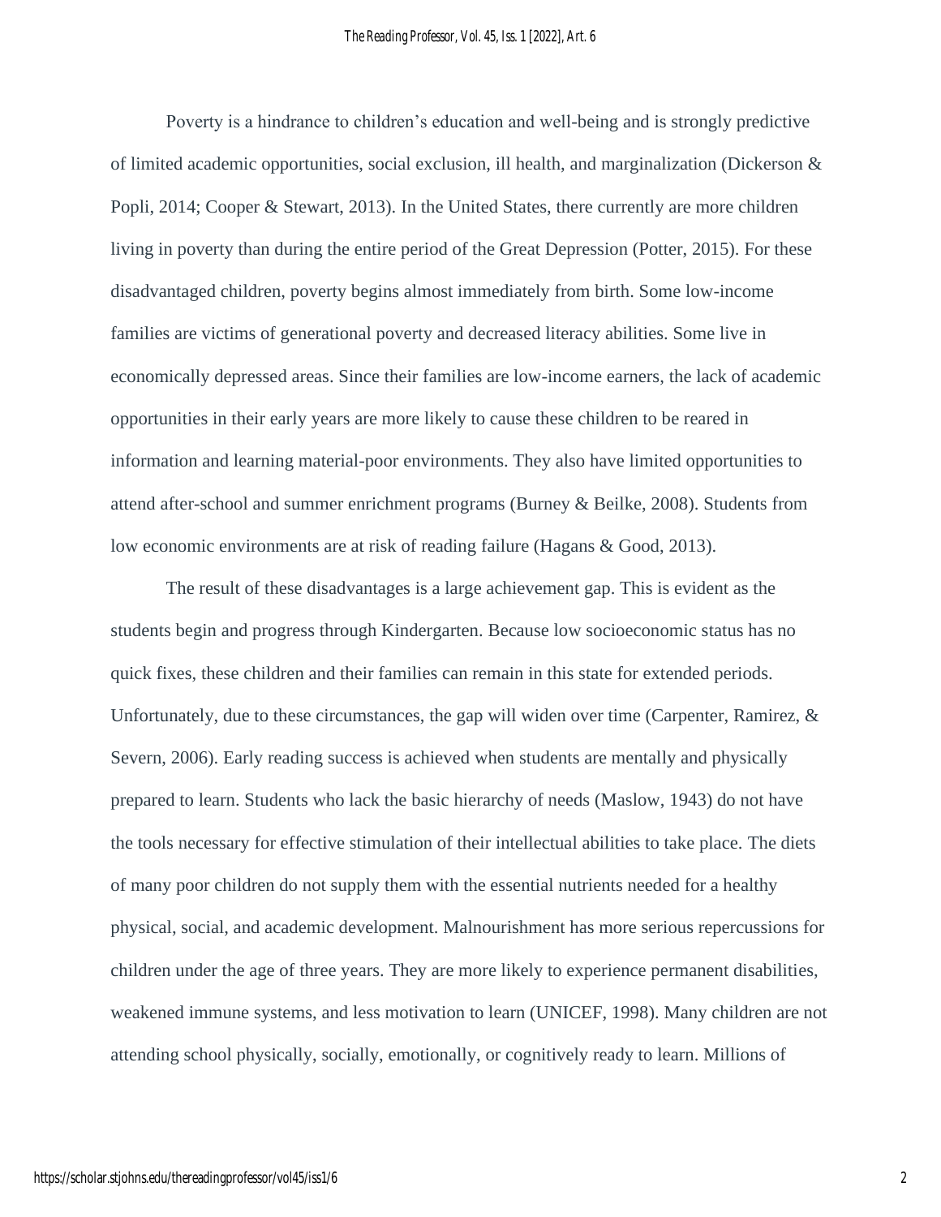Poverty is a hindrance to children's education and well-being and is strongly predictive of limited academic opportunities, social exclusion, ill health, and marginalization (Dickerson & Popli, 2014; Cooper & Stewart, 2013). In the United States, there currently are more children living in poverty than during the entire period of the Great Depression (Potter, 2015). For these disadvantaged children, poverty begins almost immediately from birth. Some low-income families are victims of generational poverty and decreased literacy abilities. Some live in economically depressed areas. Since their families are low-income earners, the lack of academic opportunities in their early years are more likely to cause these children to be reared in information and learning material-poor environments. They also have limited opportunities to attend after-school and summer enrichment programs (Burney & Beilke, 2008). Students from low economic environments are at risk of reading failure (Hagans & Good, 2013).

The result of these disadvantages is a large achievement gap. This is evident as the students begin and progress through Kindergarten. Because low socioeconomic status has no quick fixes, these children and their families can remain in this state for extended periods. Unfortunately, due to these circumstances, the gap will widen over time (Carpenter, Ramirez, & Severn, 2006). Early reading success is achieved when students are mentally and physically prepared to learn. Students who lack the basic hierarchy of needs (Maslow, 1943) do not have the tools necessary for effective stimulation of their intellectual abilities to take place. The diets of many poor children do not supply them with the essential nutrients needed for a healthy physical, social, and academic development. Malnourishment has more serious repercussions for children under the age of three years. They are more likely to experience permanent disabilities, weakened immune systems, and less motivation to learn (UNICEF, 1998). Many children are not attending school physically, socially, emotionally, or cognitively ready to learn. Millions of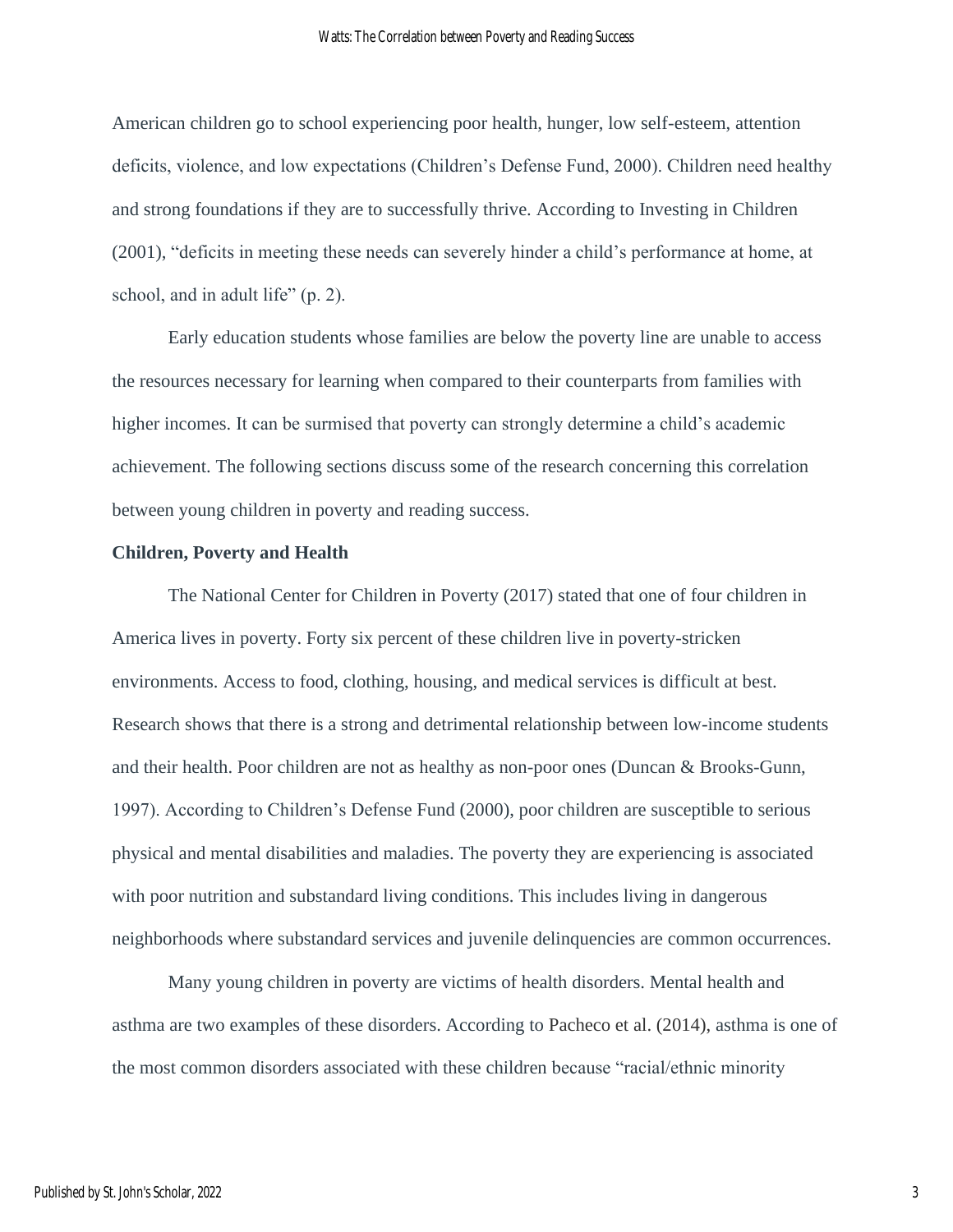American children go to school experiencing poor health, hunger, low self-esteem, attention deficits, violence, and low expectations (Children's Defense Fund, 2000). Children need healthy and strong foundations if they are to successfully thrive. According to Investing in Children (2001), "deficits in meeting these needs can severely hinder a child's performance at home, at school, and in adult life" (p. 2).

Early education students whose families are below the poverty line are unable to access the resources necessary for learning when compared to their counterparts from families with higher incomes. It can be surmised that poverty can strongly determine a child's academic achievement. The following sections discuss some of the research concerning this correlation between young children in poverty and reading success.

**Children, Poverty and Health**

The National Center for Children in Poverty (2017) stated that one of four children in America lives in poverty. Forty six percent of these children live in poverty-stricken environments. Access to food, clothing, housing, and medical services is difficult at best. Research shows that there is a strong and detrimental relationship between low-income students and their health. Poor children are not as healthy as non-poor ones (Duncan & Brooks-Gunn, 1997). According to Children's Defense Fund (2000), poor children are susceptible to serious physical and mental disabilities and maladies. The poverty they are experiencing is associated with poor nutrition and substandard living conditions. This includes living in dangerous neighborhoods where substandard services and juvenile delinquencies are common occurrences.

Many young children in poverty are victims of health disorders. Mental health and asthma are two examples of these disorders. According to Pacheco et al. (2014), asthma is one of the most common disorders associated with these children because "racial/ethnic minority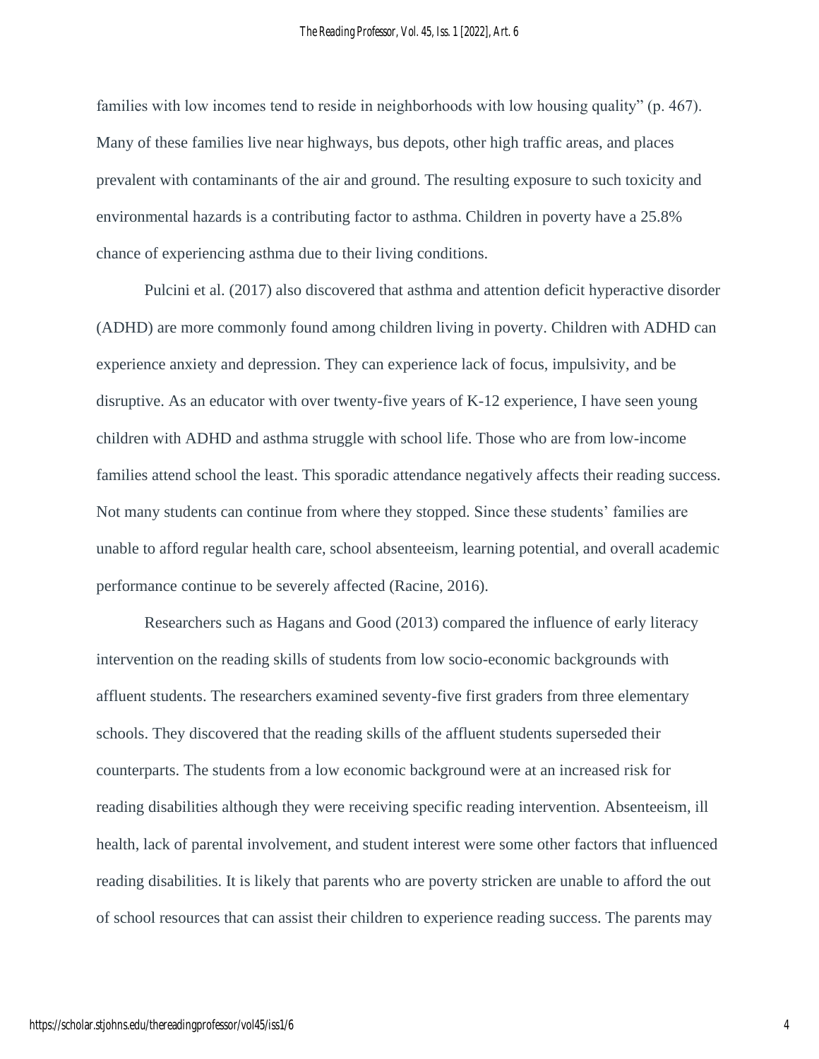families with low incomes tend to reside in neighborhoods with low housing quality" (p. 467). Many of these families live near highways, bus depots, other high traffic areas, and places prevalent with contaminants of the air and ground. The resulting exposure to such toxicity and environmental hazards is a contributing factor to asthma. Children in poverty have a 25.8% chance of experiencing asthma due to their living conditions.

Pulcini et al. (2017) also discovered that asthma and attention deficit hyperactive disorder (ADHD) are more commonly found among children living in poverty. Children with ADHD can experience anxiety and depression. They can experience lack of focus, impulsivity, and be disruptive. As an educator with over twenty-five years of K-12 experience, I have seen young children with ADHD and asthma struggle with school life. Those who are from low-income families attend school the least. This sporadic attendance negatively affects their reading success. Not many students can continue from where they stopped. Since these students' families are unable to afford regular health care, school absenteeism, learning potential, and overall academic performance continue to be severely affected (Racine, 2016).

Researchers such as Hagans and Good (2013) compared the influence of early literacy intervention on the reading skills of students from low socio-economic backgrounds with affluent students. The researchers examined seventy-five first graders from three elementary schools. They discovered that the reading skills of the affluent students superseded their counterparts. The students from a low economic background were at an increased risk for reading disabilities although they were receiving specific reading intervention. Absenteeism, ill health, lack of parental involvement, and student interest were some other factors that influenced reading disabilities. It is likely that parents who are poverty stricken are unable to afford the out of school resources that can assist their children to experience reading success. The parents may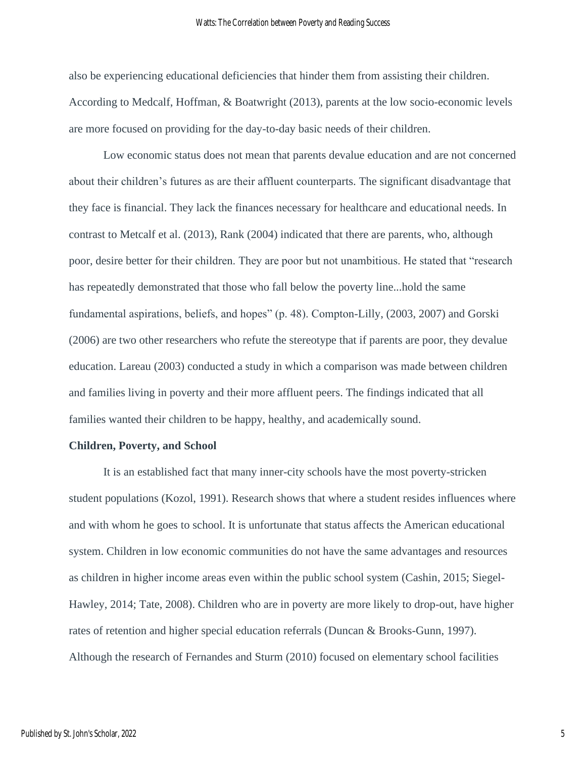also be experiencing educational deficiencies that hinder them from assisting their children. According to Medcalf, Hoffman, & Boatwright (2013), parents at the low socio-economic levels are more focused on providing for the day-to-day basic needs of their children.

Low economic status does not mean that parents devalue education and are not concerned about their children's futures as are their affluent counterparts. The significant disadvantage that they face is financial. They lack the finances necessary for healthcare and educational needs. In contrast to Metcalf et al. (2013), Rank (2004) indicated that there are parents, who, although poor, desire better for their children. They are poor but not unambitious. He stated that "research has repeatedly demonstrated that those who fall below the poverty line...hold the same fundamental aspirations, beliefs, and hopes" (p. 48). Compton-Lilly, (2003, 2007) and Gorski (2006) are two other researchers who refute the stereotype that if parents are poor, they devalue education. Lareau (2003) conducted a study in which a comparison was made between children and families living in poverty and their more affluent peers. The findings indicated that all families wanted their children to be happy, healthy, and academically sound.

**Children, Poverty, and School**

It is an established fact that many inner-city schools have the most poverty-stricken student populations (Kozol, 1991). Research shows that where a student resides influences where and with whom he goes to school. It is unfortunate that status affects the American educational system. Children in low economic communities do not have the same advantages and resources as children in higher income areas even within the public school system (Cashin, 2015; Siegel-Hawley, 2014; Tate, 2008). Children who are in poverty are more likely to drop-out, have higher rates of retention and higher special education referrals (Duncan & Brooks-Gunn, 1997). Although the research of Fernandes and Sturm (2010) focused on elementary school facilities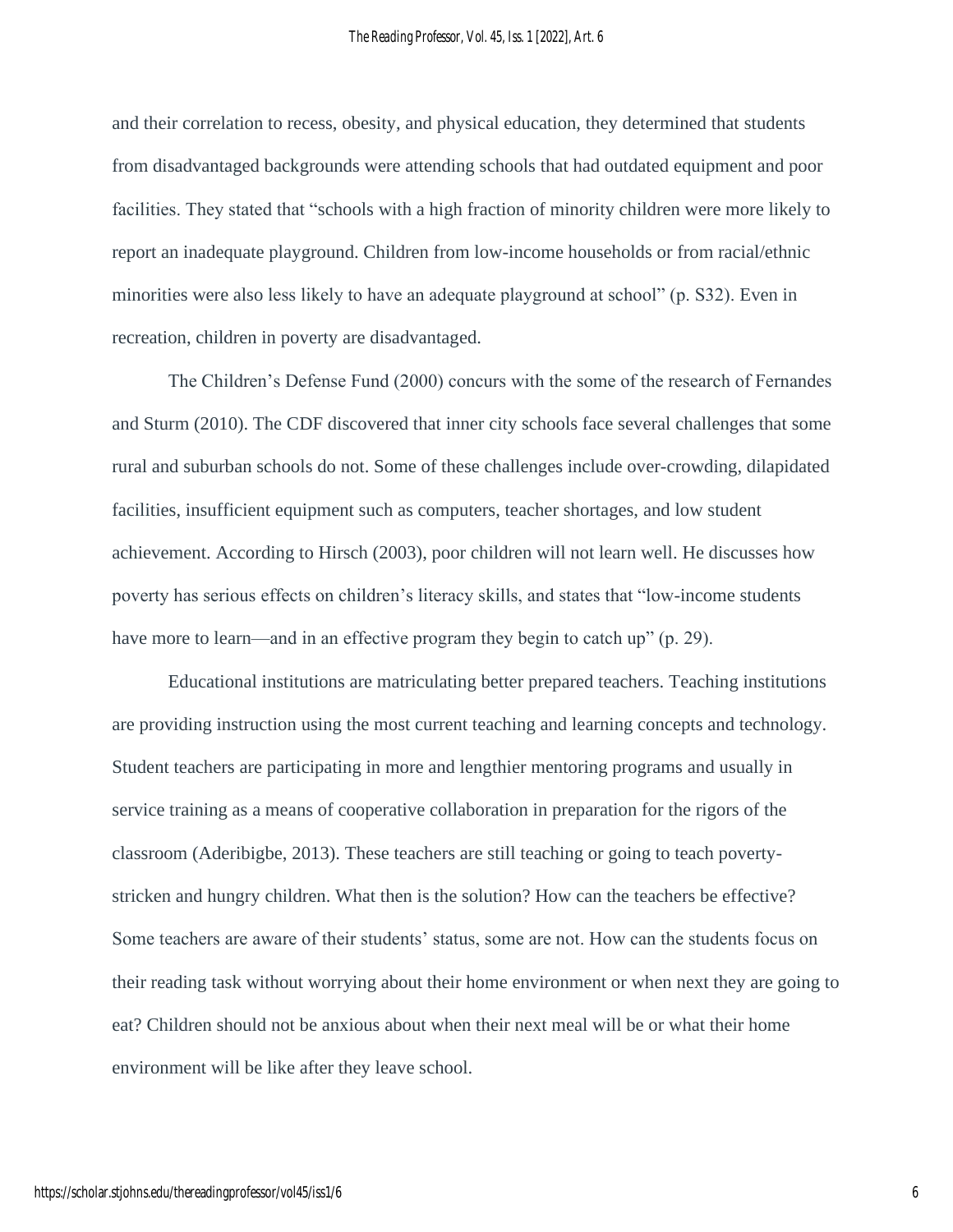and their correlation to recess, obesity, and physical education, they determined that students from disadvantaged backgrounds were attending schools that had outdated equipment and poor facilities. They stated that "schools with a high fraction of minority children were more likely to report an inadequate playground. Children from low-income households or from racial/ethnic minorities were also less likely to have an adequate playground at school" (p. S32). Even in recreation, children in poverty are disadvantaged.

The Children's Defense Fund (2000) concurs with the some of the research of Fernandes and Sturm (2010). The CDF discovered that inner city schools face several challenges that some rural and suburban schools do not. Some of these challenges include over-crowding, dilapidated facilities, insufficient equipment such as computers, teacher shortages, and low student achievement. According to Hirsch (2003), poor children will not learn well. He discusses how poverty has serious effects on children's literacy skills, and states that "low-income students have more to learn—and in an effective program they begin to catch up" (p. 29).

Educational institutions are matriculating better prepared teachers. Teaching institutions are providing instruction using the most current teaching and learning concepts and technology. Student teachers are participating in more and lengthier mentoring programs and usually in service training as a means of cooperative collaboration in preparation for the rigors of the classroom (Aderibigbe, 2013). These teachers are still teaching or going to teach poverty-stricken and hungry children. What then is the solution? How can the teachers be effective? Some teachers are aware of their students' status, some are not. How can the students focus on their reading task without worrying about their home environment or when next they are going to eat? Children should not be anxious about when their next meal will be or what their home environment will be like after they leave school.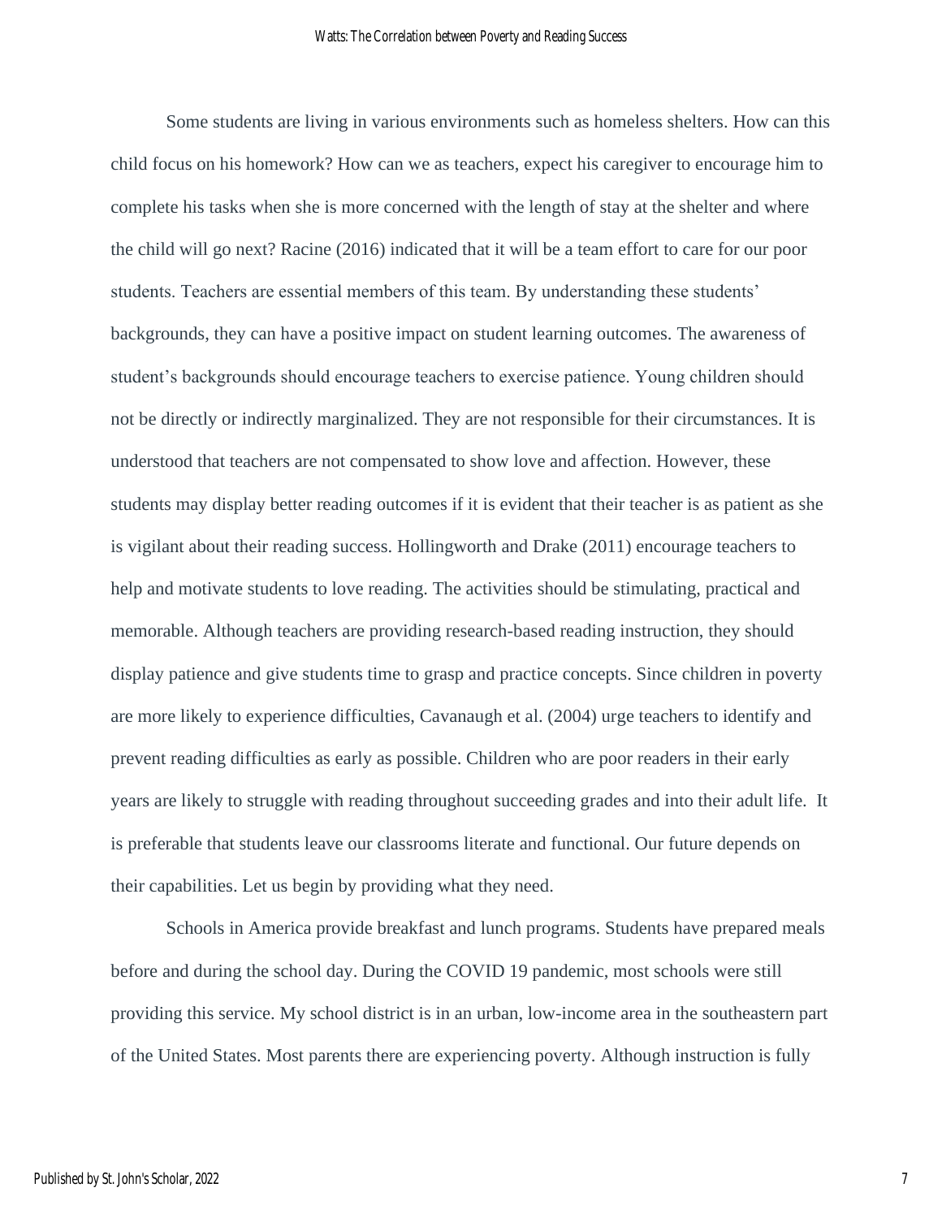Some students are living in various environments such as homeless shelters. How can this child focus on his homework? How can we as teachers, expect his caregiver to encourage him to complete his tasks when she is more concerned with the length of stay at the shelter and where the child will go next? Racine (2016) indicated that it will be a team effort to care for our poor students. Teachers are essential members of this team. By understanding these students' backgrounds, they can have a positive impact on student learning outcomes. The awareness of student's backgrounds should encourage teachers to exercise patience. Young children should not be directly or indirectly marginalized. They are not responsible for their circumstances. It is understood that teachers are not compensated to show love and affection. However, these students may display better reading outcomes if it is evident that their teacher is as patient as she is vigilant about their reading success. Hollingworth and Drake (2011) encourage teachers to help and motivate students to love reading. The activities should be stimulating, practical and memorable. Although teachers are providing research-based reading instruction, they should display patience and give students time to grasp and practice concepts. Since children in poverty are more likely to experience difficulties, Cavanaugh et al. (2004) urge teachers to identify and prevent reading difficulties as early as possible. Children who are poor readers in their early years are likely to struggle with reading throughout succeeding grades and into their adult life. It is preferable that students leave our classrooms literate and functional. Our future depends on their capabilities. Let us begin by providing what they need.

Schools in America provide breakfast and lunch programs. Students have prepared meals before and during the school day. During the COVID 19 pandemic, most schools were still providing this service. My school district is in an urban, low-income area in the southeastern part of the United States. Most parents there are experiencing poverty. Although instruction is fully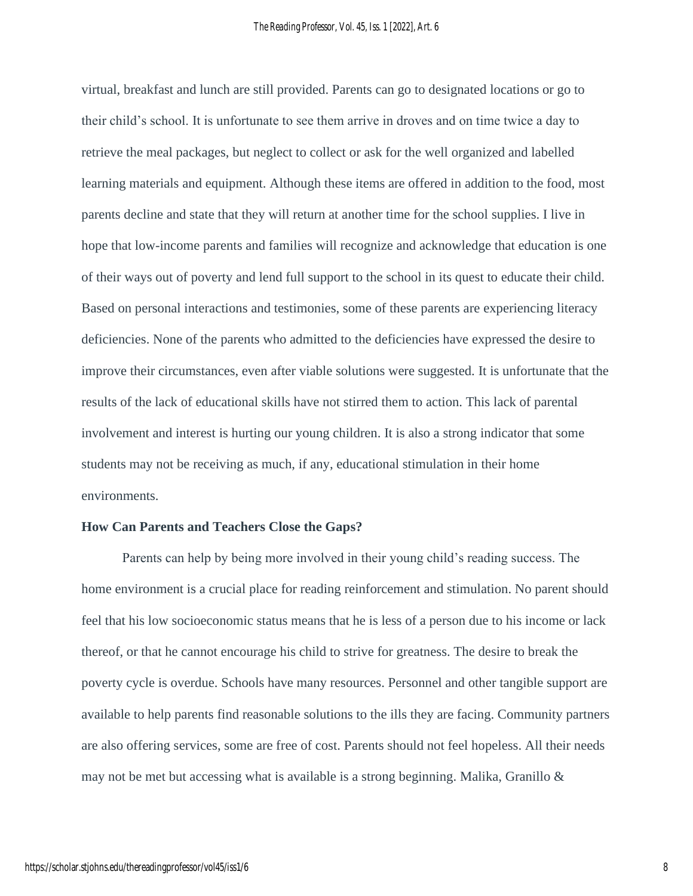virtual, breakfast and lunch are still provided. Parents can go to designated locations or go to their child's school. It is unfortunate to see them arrive in droves and on time twice a day to retrieve the meal packages, but neglect to collect or ask for the well organized and labelled learning materials and equipment. Although these items are offered in addition to the food, most parents decline and state that they will return at another time for the school supplies. I live in hope that low-income parents and families will recognize and acknowledge that education is one of their ways out of poverty and lend full support to the school in its quest to educate their child. Based on personal interactions and testimonies, some of these parents are experiencing literacy deficiencies. None of the parents who admitted to the deficiencies have expressed the desire to improve their circumstances, even after viable solutions were suggested. It is unfortunate that the results of the lack of educational skills have not stirred them to action. This lack of parental involvement and interest is hurting our young children. It is also a strong indicator that some students may not be receiving as much, if any, educational stimulation in their home environments.

**How Can Parents and Teachers Close the Gaps?**

Parents can help by being more involved in their young child's reading success. The home environment is a crucial place for reading reinforcement and stimulation. No parent should feel that his low socioeconomic status means that he is less of a person due to his income or lack thereof, or that he cannot encourage his child to strive for greatness. The desire to break the poverty cycle is overdue. Schools have many resources. Personnel and other tangible support are available to help parents find reasonable solutions to the ills they are facing. Community partners are also offering services, some are free of cost. Parents should not feel hopeless. All their needs may not be met but accessing what is available is a strong beginning. Malika, Granillo &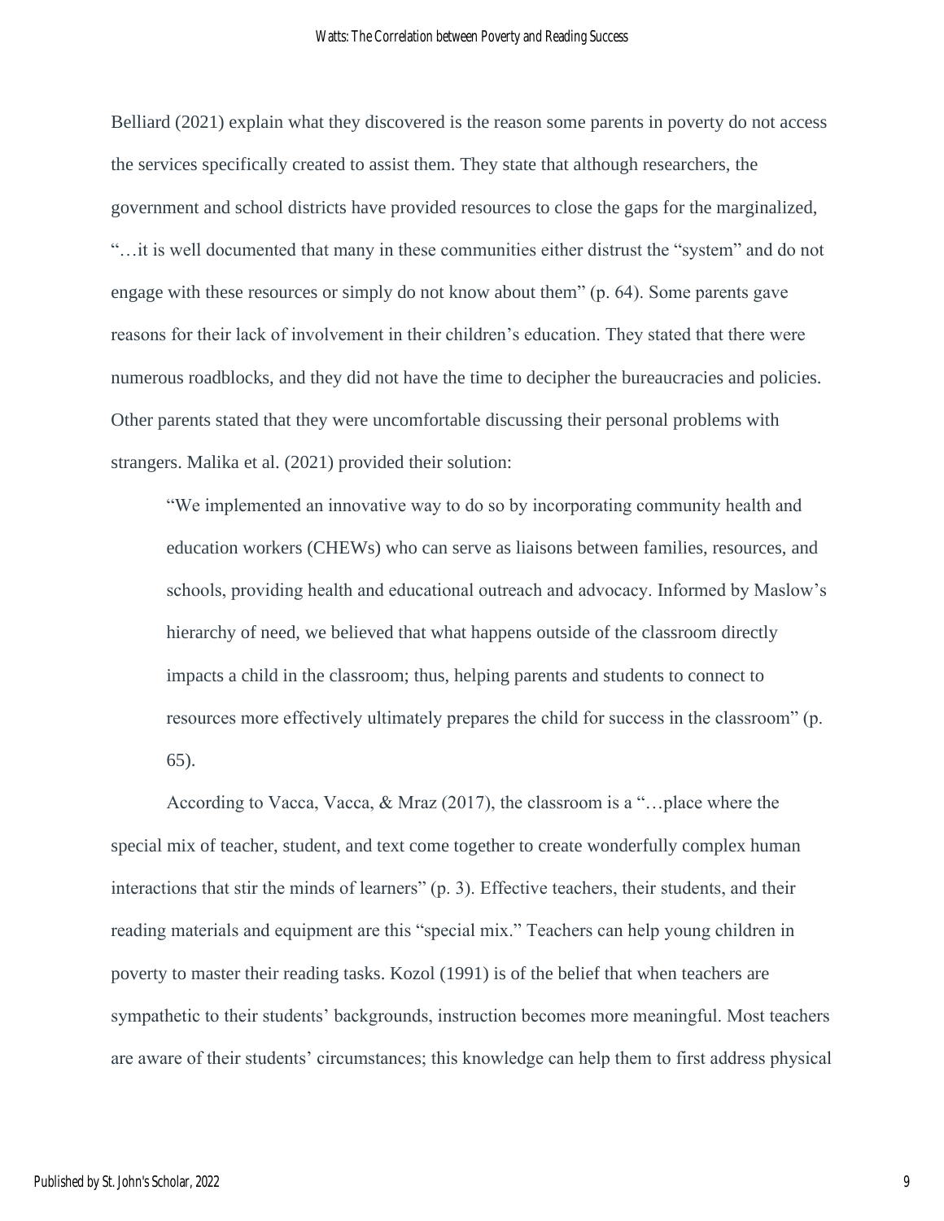Belliard (2021) explain what they discovered is the reason some parents in poverty do not access the services specifically created to assist them. They state that although researchers, the government and school districts have provided resources to close the gaps for the marginalized, "…it is well documented that many in these communities either distrust the "system" and do not engage with these resources or simply do not know about them" (p. 64). Some parents gave reasons for their lack of involvement in their children's education. They stated that there were numerous roadblocks, and they did not have the time to decipher the bureaucracies and policies. Other parents stated that they were uncomfortable discussing their personal problems with strangers. Malika et al. (2021) provided their solution:

> "We implemented an innovative way to do so by incorporating community health and education workers (CHEWs) who can serve as liaisons between families, resources, and schools, providing health and educational outreach and advocacy. Informed by Maslow's hierarchy of need, we believed that what happens outside of the classroom directly impacts a child in the classroom; thus, helping parents and students to connect to resources more effectively ultimately prepares the child for success in the classroom" (p. 65).

According to Vacca, Vacca, & Mraz (2017), the classroom is a "…place where the special mix of teacher, student, and text come together to create wonderfully complex human interactions that stir the minds of learners" (p. 3). Effective teachers, their students, and their reading materials and equipment are this "special mix." Teachers can help young children in poverty to master their reading tasks. Kozol (1991) is of the belief that when teachers are sympathetic to their students' backgrounds, instruction becomes more meaningful. Most teachers are aware of their students' circumstances; this knowledge can help them to first address physical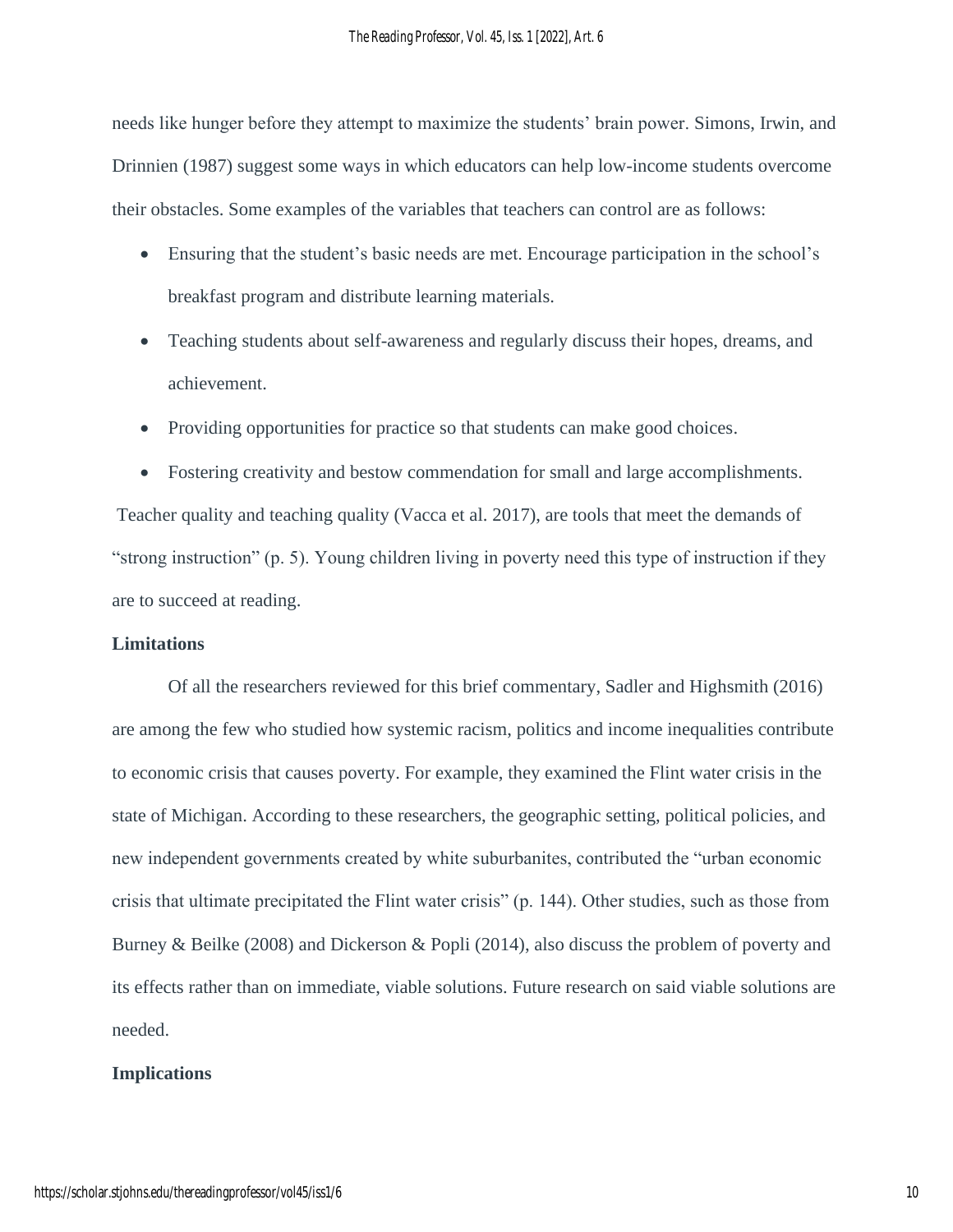needs like hunger before they attempt to maximize the students' brain power. Simons, Irwin, and Drinnien (1987) suggest some ways in which educators can help low-income students overcome their obstacles. Some examples of the variables that teachers can control are as follows:

- Ensuring that the student's basic needs are met. Encourage participation in the school's breakfast program and distribute learning materials.
- Teaching students about self-awareness and regularly discuss their hopes, dreams, and achievement.
- Providing opportunities for practice so that students can make good choices.
- Fostering creativity and bestow commendation for small and large accomplishments.

Teacher quality and teaching quality (Vacca et al. 2017), are tools that meet the demands of "strong instruction" (p. 5). Young children living in poverty need this type of instruction if they are to succeed at reading.

**Limitations**

Of all the researchers reviewed for this brief commentary, Sadler and Highsmith (2016) are among the few who studied how systemic racism, politics and income inequalities contribute to economic crisis that causes poverty. For example, they examined the Flint water crisis in the state of Michigan. According to these researchers, the geographic setting, political policies, and new independent governments created by white suburbanites, contributed the "urban economic crisis that ultimate precipitated the Flint water crisis" (p. 144). Other studies, such as those from Burney & Beilke (2008) and Dickerson & Popli (2014), also discuss the problem of poverty and its effects rather than on immediate, viable solutions. Future research on said viable solutions are needed.

**Implications**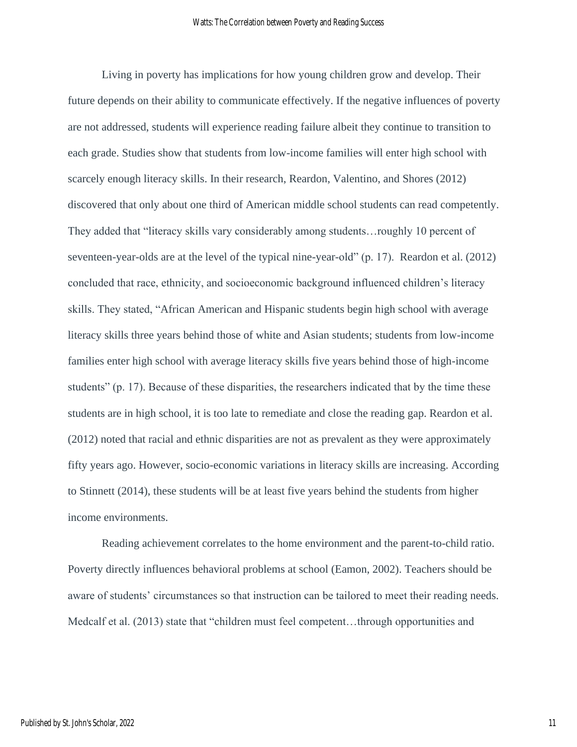Living in poverty has implications for how young children grow and develop. Their future depends on their ability to communicate effectively. If the negative influences of poverty are not addressed, students will experience reading failure albeit they continue to transition to each grade. Studies show that students from low-income families will enter high school with scarcely enough literacy skills. In their research, Reardon, Valentino, and Shores (2012) discovered that only about one third of American middle school students can read competently. They added that "literacy skills vary considerably among students…roughly 10 percent of seventeen-year-olds are at the level of the typical nine-year-old" (p. 17). Reardon et al. (2012) concluded that race, ethnicity, and socioeconomic background influenced children's literacy skills. They stated, "African American and Hispanic students begin high school with average literacy skills three years behind those of white and Asian students; students from low-income families enter high school with average literacy skills five years behind those of high-income students" (p. 17). Because of these disparities, the researchers indicated that by the time these students are in high school, it is too late to remediate and close the reading gap. Reardon et al. (2012) noted that racial and ethnic disparities are not as prevalent as they were approximately fifty years ago. However, socio-economic variations in literacy skills are increasing. According to Stinnett (2014), these students will be at least five years behind the students from higher income environments.

Reading achievement correlates to the home environment and the parent-to-child ratio. Poverty directly influences behavioral problems at school (Eamon, 2002). Teachers should be aware of students' circumstances so that instruction can be tailored to meet their reading needs. Medcalf et al. (2013) state that "children must feel competent…through opportunities and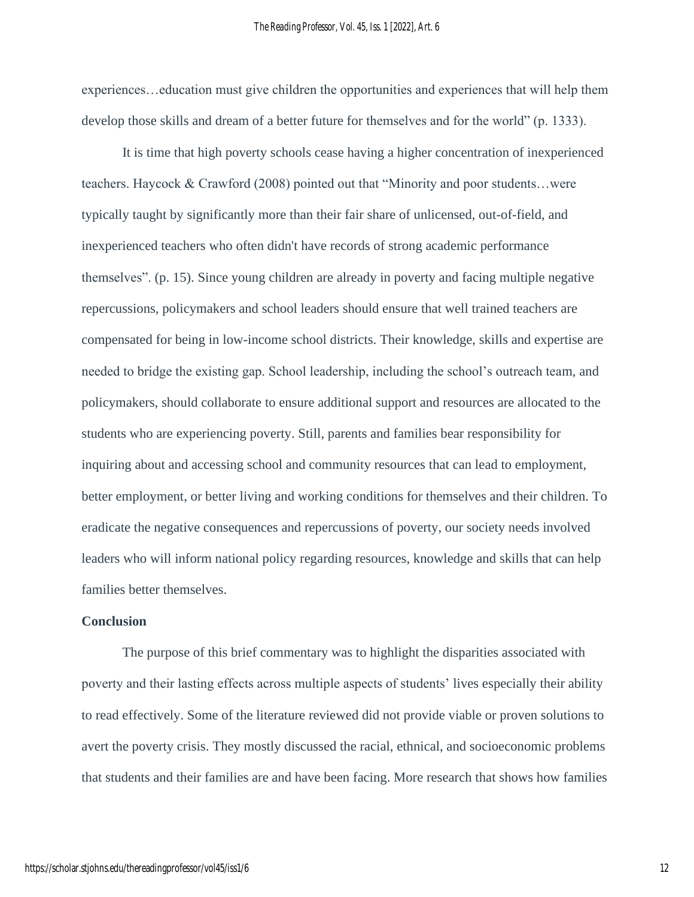experiences…education must give children the opportunities and experiences that will help them develop those skills and dream of a better future for themselves and for the world" (p. 1333).

It is time that high poverty schools cease having a higher concentration of inexperienced teachers. Haycock & Crawford (2008) pointed out that "Minority and poor students…were typically taught by significantly more than their fair share of unlicensed, out-of-field, and inexperienced teachers who often didn't have records of strong academic performance themselves". (p. 15). Since young children are already in poverty and facing multiple negative repercussions, policymakers and school leaders should ensure that well trained teachers are compensated for being in low-income school districts. Their knowledge, skills and expertise are needed to bridge the existing gap. School leadership, including the school's outreach team, and policymakers, should collaborate to ensure additional support and resources are allocated to the students who are experiencing poverty. Still, parents and families bear responsibility for inquiring about and accessing school and community resources that can lead to employment, better employment, or better living and working conditions for themselves and their children. To eradicate the negative consequences and repercussions of poverty, our society needs involved leaders who will inform national policy regarding resources, knowledge and skills that can help families better themselves.

**Conclusion**

The purpose of this brief commentary was to highlight the disparities associated with poverty and their lasting effects across multiple aspects of students' lives especially their ability to read effectively. Some of the literature reviewed did not provide viable or proven solutions to avert the poverty crisis. They mostly discussed the racial, ethnical, and socioeconomic problems that students and their families are and have been facing. More research that shows how families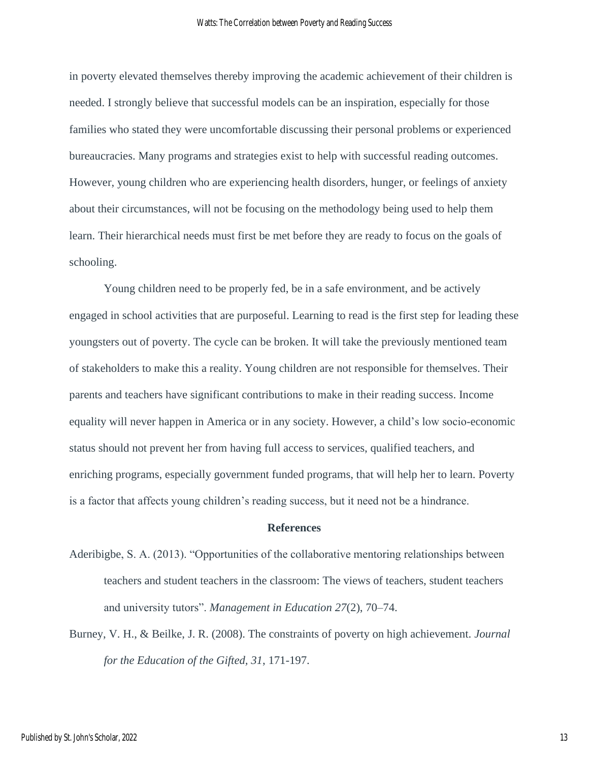in poverty elevated themselves thereby improving the academic achievement of their children is needed. I strongly believe that successful models can be an inspiration, especially for those families who stated they were uncomfortable discussing their personal problems or experienced bureaucracies. Many programs and strategies exist to help with successful reading outcomes. However, young children who are experiencing health disorders, hunger, or feelings of anxiety about their circumstances, will not be focusing on the methodology being used to help them learn. Their hierarchical needs must first be met before they are ready to focus on the goals of schooling.

Young children need to be properly fed, be in a safe environment, and be actively engaged in school activities that are purposeful. Learning to read is the first step for leading these youngsters out of poverty. The cycle can be broken. It will take the previously mentioned team of stakeholders to make this a reality. Young children are not responsible for themselves. Their parents and teachers have significant contributions to make in their reading success. Income equality will never happen in America or in any society. However, a child's low socio-economic status should not prevent her from having full access to services, qualified teachers, and enriching programs, especially government funded programs, that will help her to learn. Poverty is a factor that affects young children's reading success, but it need not be a hindrance.

## References

Aderibigbe, S. A. (2013). "Opportunities of the collaborative mentoring relationships between teachers and student teachers in the classroom: The views of teachers, student teachers and university tutors". *Management in Education 27*(2), 70–74.

Burney, V. H., & Beilke, J. R. (2008). The constraints of poverty on high achievement. *Journal for the Education of the Gifted, 31*, 171-197.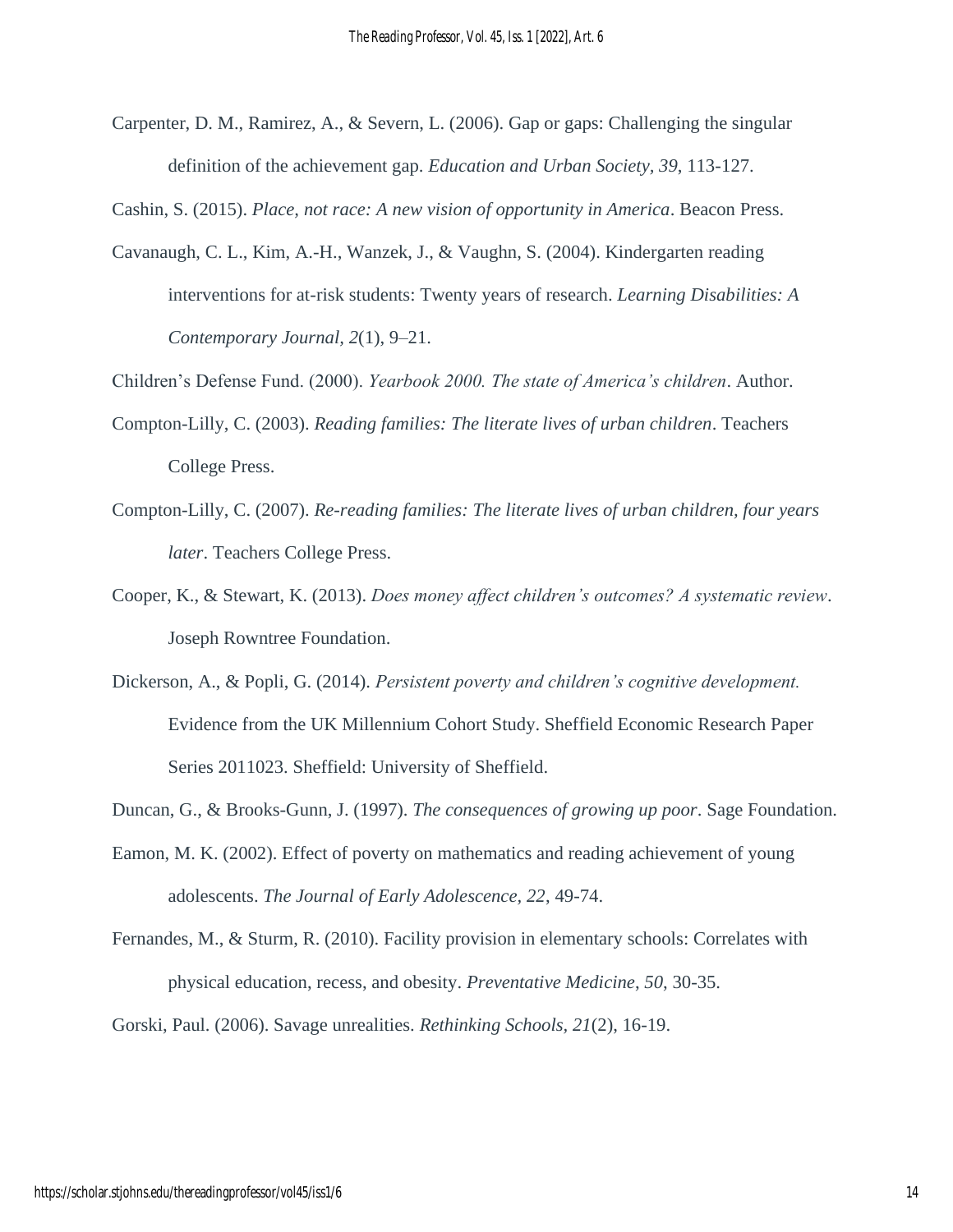Carpenter, D. M., Ramirez, A., & Severn, L. (2006). Gap or gaps: Challenging the singular definition of the achievement gap. *Education and Urban Society, 39*, 113-127.

Cashin, S. (2015). *Place, not race: A new vision of opportunity in America*. Beacon Press.

Cavanaugh, C. L., Kim, A.-H., Wanzek, J., & Vaughn, S. (2004). Kindergarten reading interventions for at-risk students: Twenty years of research. *Learning Disabilities: A Contemporary Journal, 2*(1), 9–21.

Children's Defense Fund. (2000). *Yearbook 2000. The state of America's children*. Author.

Compton-Lilly, C. (2003). *Reading families: The literate lives of urban children*. Teachers College Press.

Compton-Lilly, C. (2007). *Re-reading families: The literate lives of urban children, four years later*. Teachers College Press.

Cooper, K., & Stewart, K. (2013). *Does money affect children's outcomes? A systematic review*. Joseph Rowntree Foundation.

Dickerson, A., & Popli, G. (2014). *Persistent poverty and children's cognitive development.* Evidence from the UK Millennium Cohort Study. Sheffield Economic Research Paper Series 2011023. Sheffield: University of Sheffield.

Duncan, G., & Brooks-Gunn, J. (1997). *The consequences of growing up poor*. Sage Foundation.

Eamon, M. K. (2002). Effect of poverty on mathematics and reading achievement of young adolescents. *The Journal of Early Adolescence, 22*, 49-74.

Fernandes, M., & Sturm, R. (2010). Facility provision in elementary schools: Correlates with physical education, recess, and obesity. *Preventative Medicine*, *50*, 30-35.

Gorski, Paul. (2006). Savage unrealities. *Rethinking Schools, 21*(2), 16-19.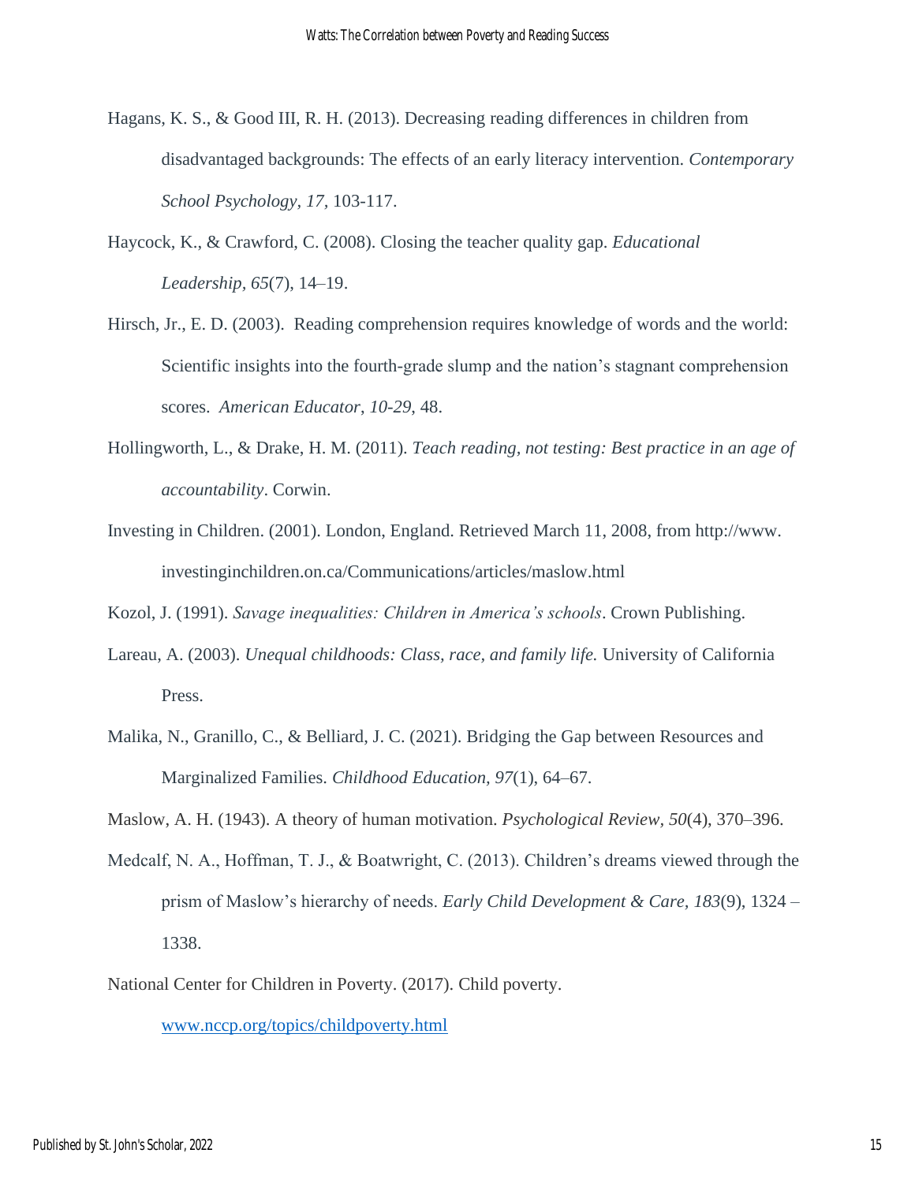Hagans, K. S., & Good III, R. H. (2013). Decreasing reading differences in children from disadvantaged backgrounds: The effects of an early literacy intervention. *Contemporary School Psychology, 17,* 103-117.

Haycock, K., & Crawford, C. (2008). Closing the teacher quality gap. *Educational Leadership, 65*(7), 14–19.

Hirsch, Jr., E. D. (2003). Reading comprehension requires knowledge of words and the world: Scientific insights into the fourth-grade slump and the nation's stagnant comprehension scores. *American Educator*, *10-29*, 48.

Hollingworth, L., & Drake, H. M. (2011). *Teach reading, not testing: Best practice in an age of accountability*. Corwin.

Investing in Children. (2001). London, England. Retrieved March 11, 2008, from http://www.investinginchildren.on.ca/Communications/articles/maslow.html

Kozol, J. (1991). *Savage inequalities: Children in America's schools*. Crown Publishing.

Lareau, A. (2003). *Unequal childhoods: Class, race, and family life.* University of California Press.

Malika, N., Granillo, C., & Belliard, J. C. (2021). Bridging the Gap between Resources and Marginalized Families. *Childhood Education*, *97*(1), 64–67.

Maslow, A. H. (1943). A theory of human motivation. *Psychological Review*, *50*(4), 370–396.

Medcalf, N. A., Hoffman, T. J., & Boatwright, C. (2013). Children's dreams viewed through the prism of Maslow's hierarchy of needs. *Early Child Development & Care, 183*(9), 1324 – 1338.

National Center for Children in Poverty. (2017). Child poverty. [www.nccp.org/topics/childpoverty.html](www.nccp.org/topics/childpoverty.html)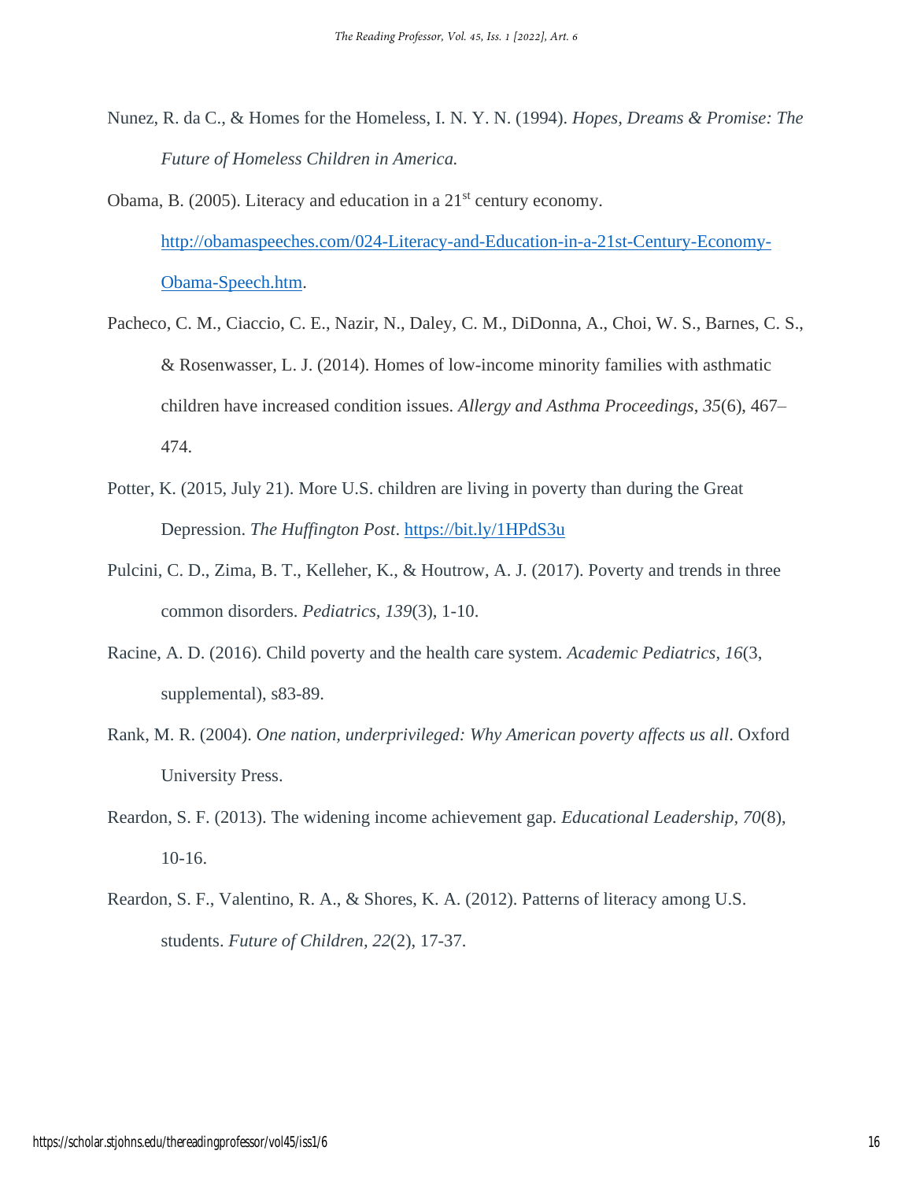Nunez, R. da C., & Homes for the Homeless, I. N. Y. N. (1994). *Hopes, Dreams & Promise: The Future of Homeless Children in America.*

Obama, B. (2005). Literacy and education in a 21st century economy. http://obamaspeeches.com/024-Literacy-and-Education-in-a-21st-Century-Economy-Obama-Speech.htm.

Pacheco, C. M., Ciaccio, C. E., Nazir, N., Daley, C. M., DiDonna, A., Choi, W. S., Barnes, C. S., & Rosenwasser, L. J. (2014). Homes of low-income minority families with asthmatic children have increased condition issues. *Allergy and Asthma Proceedings*, *35*(6), 467–474.

Potter, K. (2015, July 21). More U.S. children are living in poverty than during the Great Depression. *The Huffington Post*. https://bit.ly/1HPdS3u

Pulcini, C. D., Zima, B. T., Kelleher, K., & Houtrow, A. J. (2017). Poverty and trends in three common disorders. *Pediatrics, 139*(3), 1-10.

Racine, A. D. (2016). Child poverty and the health care system. *Academic Pediatrics*, *16*(3, supplemental), s83-89.

Rank, M. R. (2004). *One nation, underprivileged: Why American poverty affects us all*. Oxford University Press.

Reardon, S. F. (2013). The widening income achievement gap. *Educational Leadership, 70*(8), 10-16.

Reardon, S. F., Valentino, R. A., & Shores, K. A. (2012). Patterns of literacy among U.S. students. *Future of Children*, *22*(2), 17-37.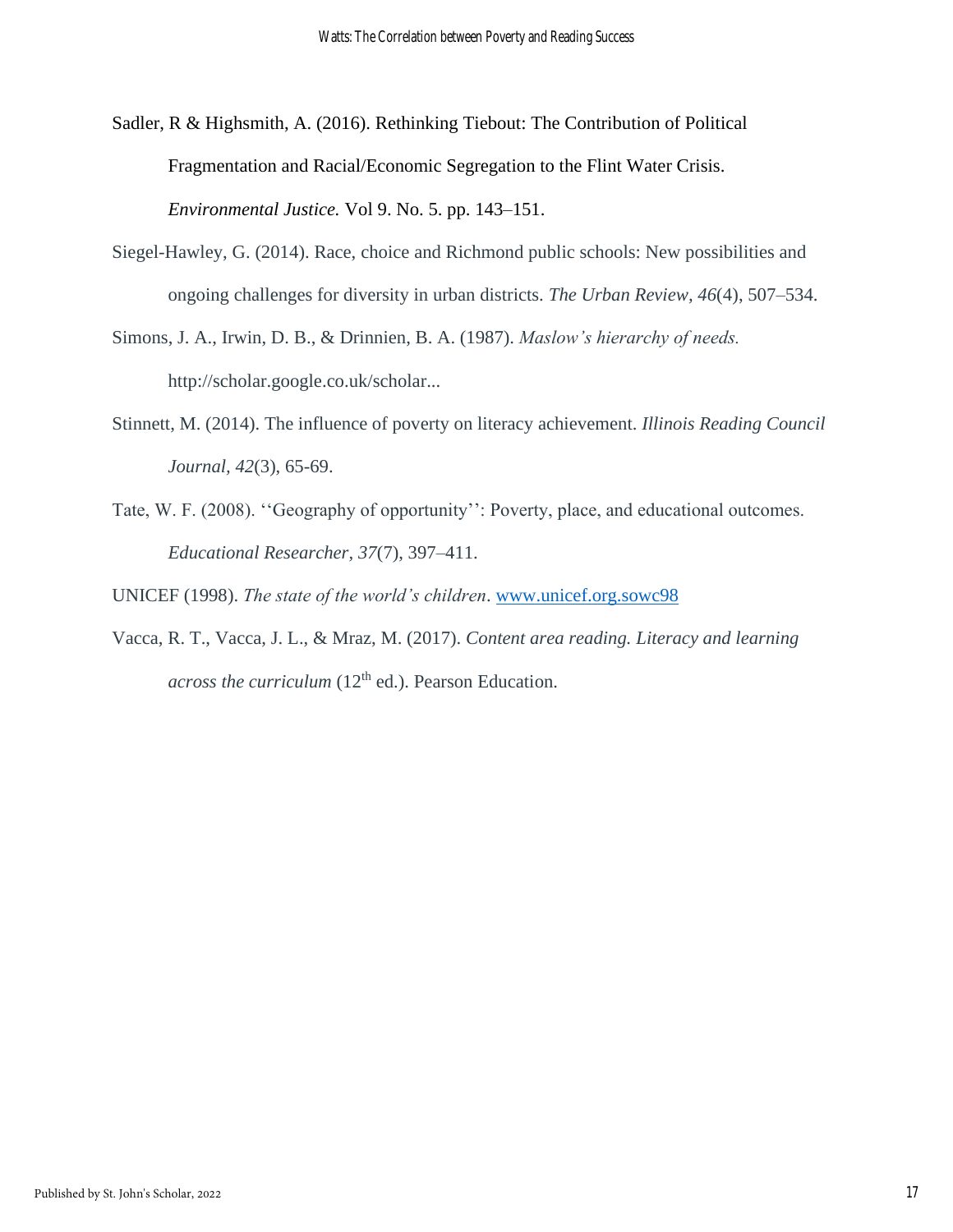Sadler, R & Highsmith, A. (2016). Rethinking Tiebout: The Contribution of Political Fragmentation and Racial/Economic Segregation to the Flint Water Crisis. *Environmental Justice.* Vol 9. No. 5. pp. 143–151.

Siegel-Hawley, G. (2014). Race, choice and Richmond public schools: New possibilities and ongoing challenges for diversity in urban districts. *The Urban Review*, *46*(4), 507–534.

Simons, J. A., Irwin, D. B., & Drinnien, B. A. (1987). *Maslow's hierarchy of needs.* http://scholar.google.co.uk/scholar...

Stinnett, M. (2014). The influence of poverty on literacy achievement. *Illinois Reading Council Journal*, *42*(3), 65-69.

Tate, W. F. (2008). ''Geography of opportunity'': Poverty, place, and educational outcomes. *Educational Researcher*, *37*(7), 397–411.

UNICEF (1998). *The state of the world's children*. www.unicef.org.sowc98

Vacca, R. T., Vacca, J. L., & Mraz, M. (2017). *Content area reading. Literacy and learning across the curriculum* (12th ed.). Pearson Education.